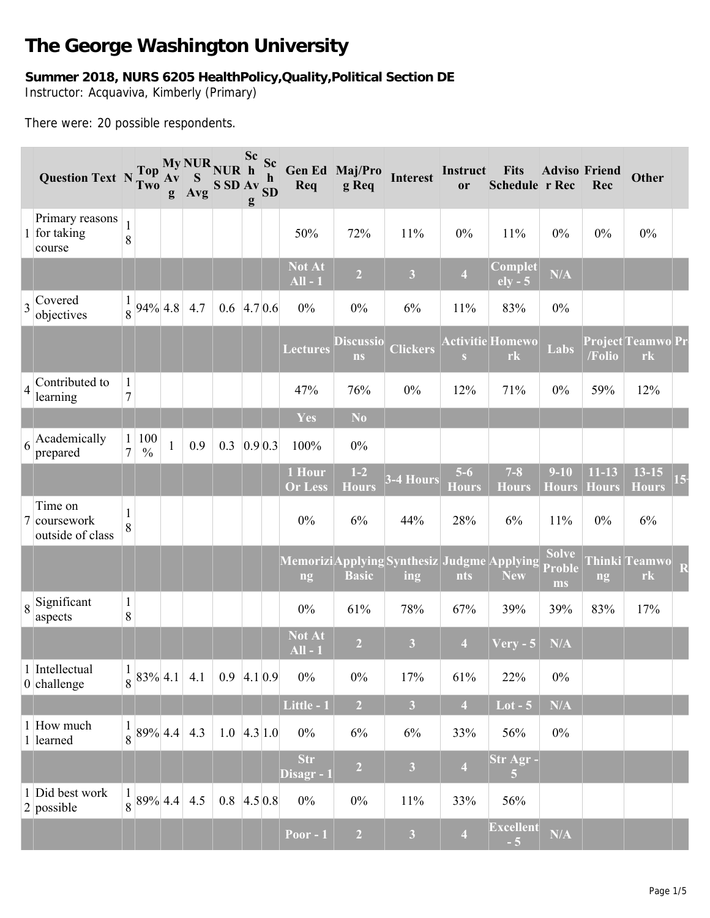# The George Washington University

**Summer 2018, NURS 6205 HealthPolicy,Quality,Political Section DE**
Instructor: Acquaviva, Kimberly (Primary)

There were: 20 possible respondents.

| | Question Text | N | Top Two | My Avg | NURS Avg | NURS SD | Sch Avg | Sch SD | Gen Ed Req | Maj/Prog Req | Interest | Instructor | Fits Schedule | Advisor Rec | Friend Rec | Other | |
|---|---|---|---|---|---|---|---|---|---|---|---|---|---|---|---|---|---|
| 1 | Primary reasons for taking course | 18 | | | | | | | 50% | 72% | 11% | 0% | 11% | 0% | 0% | 0% | |
| | | | | | | | | | Not At All - 1 | 2 | 3 | 4 | Completely - 5 | N/A | | | |
| 3 | Covered objectives | 18 | 94% | 4.8 | 4.7 | 0.6 | 4.7 | 0.6 | 0% | 0% | 6% | 11% | 83% | 0% | | | |
| | | | | | | | | | Lectures | Discussions | Clickers | Activities | Homework | Labs | Project/Folio | Teamwork | Pr |
| 4 | Contributed to learning | 17 | | | | | | | 47% | 76% | 0% | 12% | 71% | 0% | 59% | 12% | |
| | | | | | | | | | Yes | No | | | | | | | |
| 6 | Academically prepared | 17 | 100% | 1 | 0.9 | 0.3 | 0.9 | 0.3 | 100% | 0% | | | | | | | |
| | | | | | | | | | 1 Hour Or Less | 1-2 Hours | 3-4 Hours | 5-6 Hours | 7-8 Hours | 9-10 Hours | 11-13 Hours | 13-15 Hours | 15- |
| 7 | Time on coursework outside of class | 18 | | | | | | | 0% | 6% | 44% | 28% | 6% | 11% | 0% | 6% | |
| | | | | | | | | | Memorizing | Applying Basic | Synthesizing | Judgments | Applying New | Solve Problems | Thinking | Teamwork | R |
| 8 | Significant aspects | 18 | | | | | | | 0% | 61% | 78% | 67% | 39% | 39% | 83% | 17% | |
| | | | | | | | | | Not At All - 1 | 2 | 3 | 4 | Very - 5 | N/A | | | |
| 10 | Intellectual challenge | 18 | 83% | 4.1 | 4.1 | 0.9 | 4.1 | 0.9 | 0% | 0% | 17% | 61% | 22% | 0% | | | |
| | | | | | | | | | Little - 1 | 2 | 3 | 4 | Lot - 5 | N/A | | | |
| 11 | How much learned | 18 | 89% | 4.4 | 4.3 | 1.0 | 4.3 | 1.0 | 0% | 6% | 6% | 33% | 56% | 0% | | | |
| | | | | | | | | | Str Disagr - 1 | 2 | 3 | 4 | Str Agr - 5 | | | | |
| 12 | Did best work possible | 18 | 89% | 4.4 | 4.5 | 0.8 | 4.5 | 0.8 | 0% | 0% | 11% | 33% | 56% | | | | |
| | | | | | | | | | Poor - 1 | 2 | 3 | 4 | Excellent - 5 | N/A | | | |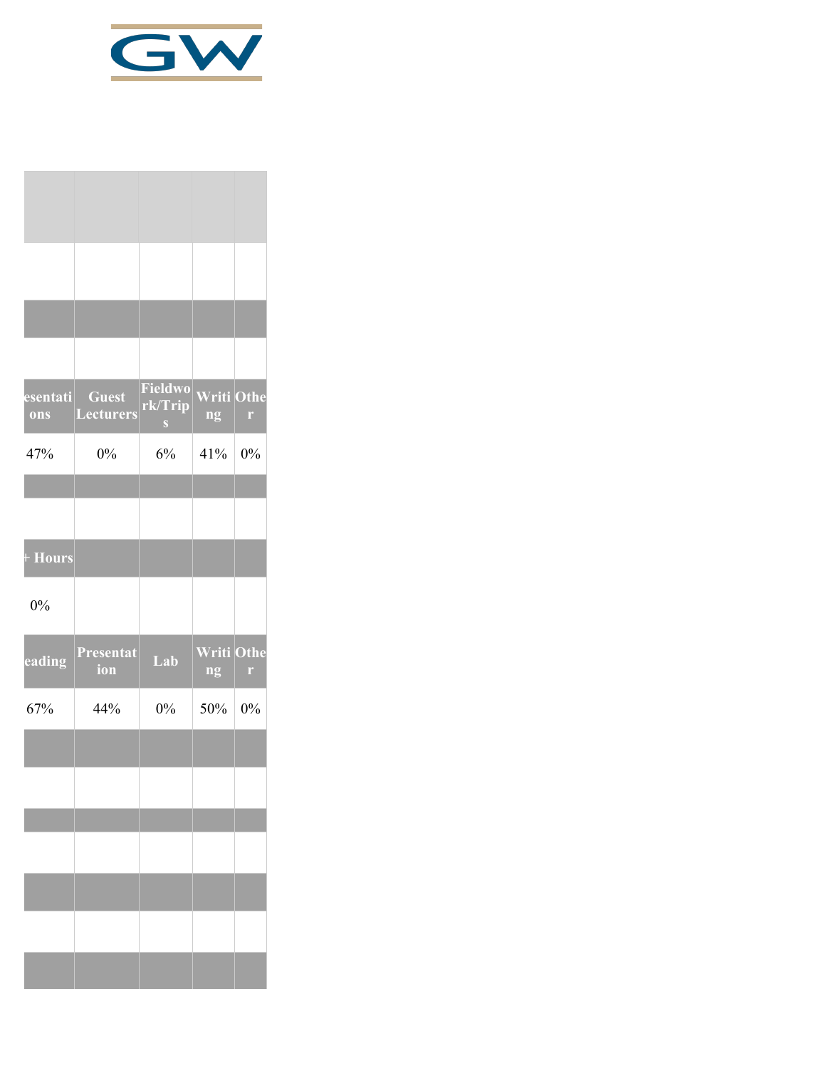| esentations | Guest Lecturers | Fieldwork/Trips | Writing | Other |
|---|---|---|---|---|
| 47% | 0% | 6% | 41% | 0% |

| + Hours | | | | |
|---|---|---|---|---|
| 0% | | | | |

| eading | Presentation | Lab | Writing | Other |
|---|---|---|---|---|
| 67% | 44% | 0% | 50% | 0% |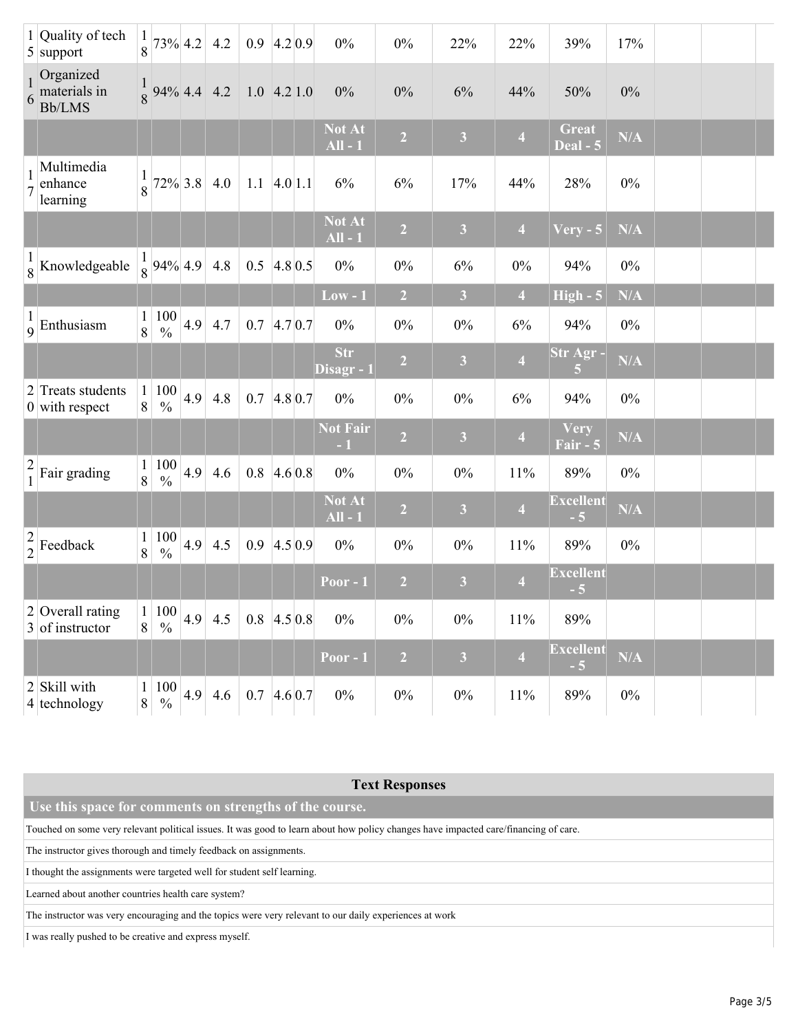| | | | | | | | | | | | | | | | | |
|---|---|---|---|---|---|---|---|---|---|---|---|---|---|---|---|---|
| 15 | Quality of tech support | 18 | 73% | 4.2 | 4.2 | 0.9 | 4.2 | 0.9 | 0% | 0% | 22% | 22% | 39% | 17% | | |
| 16 | Organized materials in Bb/LMS | 18 | 94% | 4.4 | 4.2 | 1.0 | 4.2 | 1.0 | 0% | 0% | 6% | 44% | 50% | 0% | | |
| | | | | | | | | | **Not At All - 1** | **2** | **3** | **4** | **Great Deal - 5** | **N/A** | | |
| 17 | Multimedia enhance learning | 18 | 72% | 3.8 | 4.0 | 1.1 | 4.0 | 1.1 | 6% | 6% | 17% | 44% | 28% | 0% | | |
| | | | | | | | | | **Not At All - 1** | **2** | **3** | **4** | **Very - 5** | **N/A** | | |
| 18 | Knowledgeable | 18 | 94% | 4.9 | 4.8 | 0.5 | 4.8 | 0.5 | 0% | 0% | 6% | 0% | 94% | 0% | | |
| | | | | | | | | | **Low - 1** | **2** | **3** | **4** | **High - 5** | **N/A** | | |
| 19 | Enthusiasm | 18 | 100 % | 4.9 | 4.7 | 0.7 | 4.7 | 0.7 | 0% | 0% | 0% | 6% | 94% | 0% | | |
| | | | | | | | | | **Str Disagr - 1** | **2** | **3** | **4** | **Str Agr - 5** | **N/A** | | |
| 20 | Treats students with respect | 18 | 100 % | 4.9 | 4.8 | 0.7 | 4.8 | 0.7 | 0% | 0% | 0% | 6% | 94% | 0% | | |
| | | | | | | | | | **Not Fair - 1** | **2** | **3** | **4** | **Very Fair - 5** | **N/A** | | |
| 21 | Fair grading | 18 | 100 % | 4.9 | 4.6 | 0.8 | 4.6 | 0.8 | 0% | 0% | 0% | 11% | 89% | 0% | | |
| | | | | | | | | | **Not At All - 1** | **2** | **3** | **4** | **Excellent - 5** | **N/A** | | |
| 22 | Feedback | 18 | 100 % | 4.9 | 4.5 | 0.9 | 4.5 | 0.9 | 0% | 0% | 0% | 11% | 89% | 0% | | |
| | | | | | | | | | **Poor - 1** | **2** | **3** | **4** | **Excellent - 5** | | | |
| 23 | Overall rating of instructor | 18 | 100 % | 4.9 | 4.5 | 0.8 | 4.5 | 0.8 | 0% | 0% | 0% | 11% | 89% | | | |
| | | | | | | | | | **Poor - 1** | **2** | **3** | **4** | **Excellent - 5** | **N/A** | | |
| 24 | Skill with technology | 18 | 100 % | 4.9 | 4.6 | 0.7 | 4.6 | 0.7 | 0% | 0% | 0% | 11% | 89% | 0% | | |

| Text Responses |
|---|
| **Use this space for comments on strengths of the course.** |
| Touched on some very relevant political issues. It was good to learn about how policy changes have impacted care/financing of care. |
| The instructor gives thorough and timely feedback on assignments. |
| I thought the assignments were targeted well for student self learning. |
| Learned about another countries health care system? |
| The instructor was very encouraging and the topics were very relevant to our daily experiences at work |
| I was really pushed to be creative and express myself. |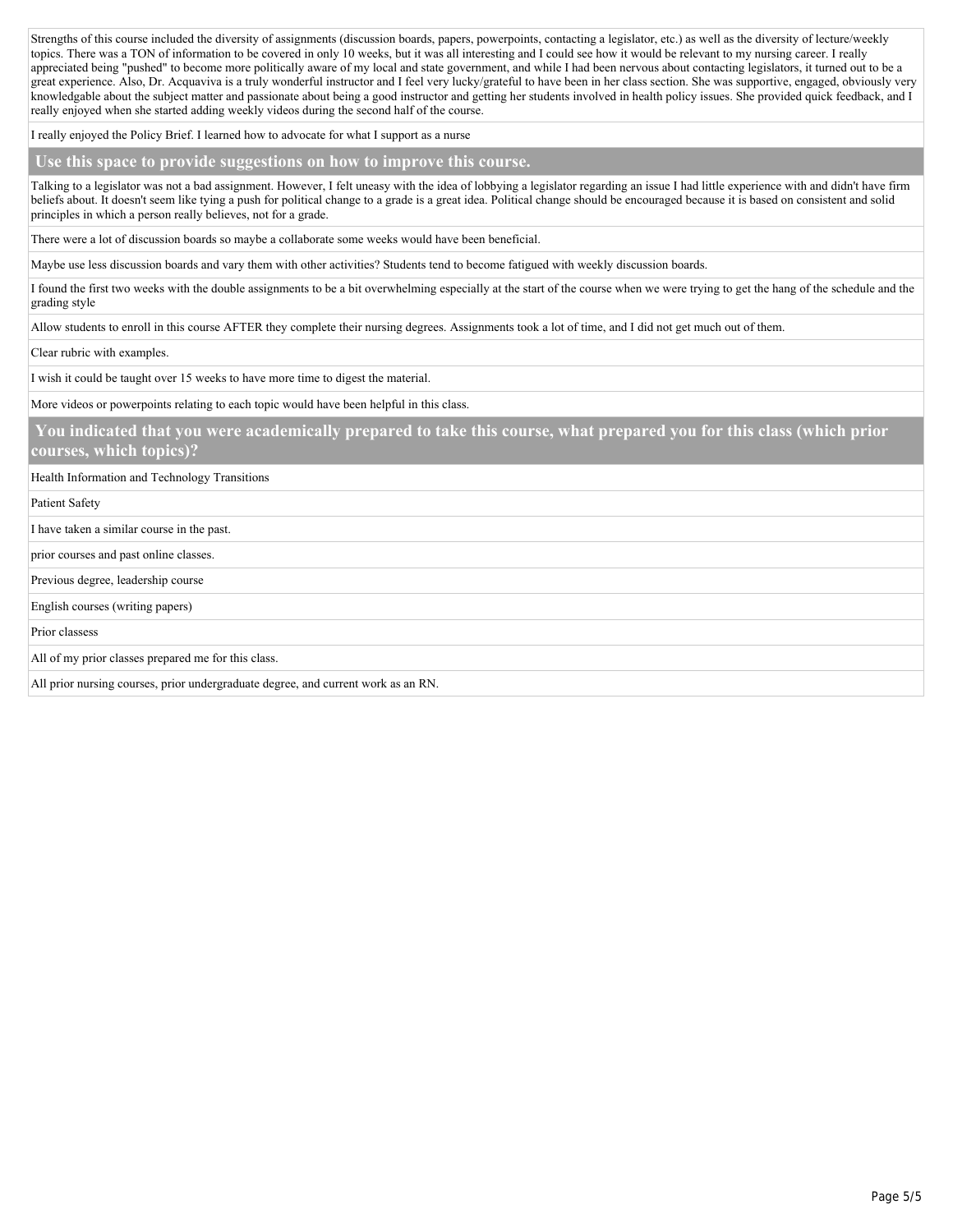Strengths of this course included the diversity of assignments (discussion boards, papers, powerpoints, contacting a legislator, etc.) as well as the diversity of lecture/weekly topics. There was a TON of information to be covered in only 10 weeks, but it was all interesting and I could see how it would be relevant to my nursing career. I really appreciated being "pushed" to become more politically aware of my local and state government, and while I had been nervous about contacting legislators, it turned out to be a great experience. Also, Dr. Acquaviva is a truly wonderful instructor and I feel very lucky/grateful to have been in her class section. She was supportive, engaged, obviously very knowledgable about the subject matter and passionate about being a good instructor and getting her students involved in health policy issues. She provided quick feedback, and I really enjoyed when she started adding weekly videos during the second half of the course.

I really enjoyed the Policy Brief. I learned how to advocate for what I support as a nurse

## Use this space to provide suggestions on how to improve this course.

Talking to a legislator was not a bad assignment. However, I felt uneasy with the idea of lobbying a legislator regarding an issue I had little experience with and didn't have firm beliefs about. It doesn't seem like tying a push for political change to a grade is a great idea. Political change should be encouraged because it is based on consistent and solid principles in which a person really believes, not for a grade.

There were a lot of discussion boards so maybe a collaborate some weeks would have been beneficial.

Maybe use less discussion boards and vary them with other activities? Students tend to become fatigued with weekly discussion boards.

I found the first two weeks with the double assignments to be a bit overwhelming especially at the start of the course when we were trying to get the hang of the schedule and the grading style

Allow students to enroll in this course AFTER they complete their nursing degrees. Assignments took a lot of time, and I did not get much out of them.

Clear rubric with examples.

I wish it could be taught over 15 weeks to have more time to digest the material.

More videos or powerpoints relating to each topic would have been helpful in this class.

## You indicated that you were academically prepared to take this course, what prepared you for this class (which prior courses, which topics)?

Health Information and Technology Transitions

Patient Safety

I have taken a similar course in the past.

prior courses and past online classes.

Previous degree, leadership course

English courses (writing papers)

Prior classess

All of my prior classes prepared me for this class.

All prior nursing courses, prior undergraduate degree, and current work as an RN.